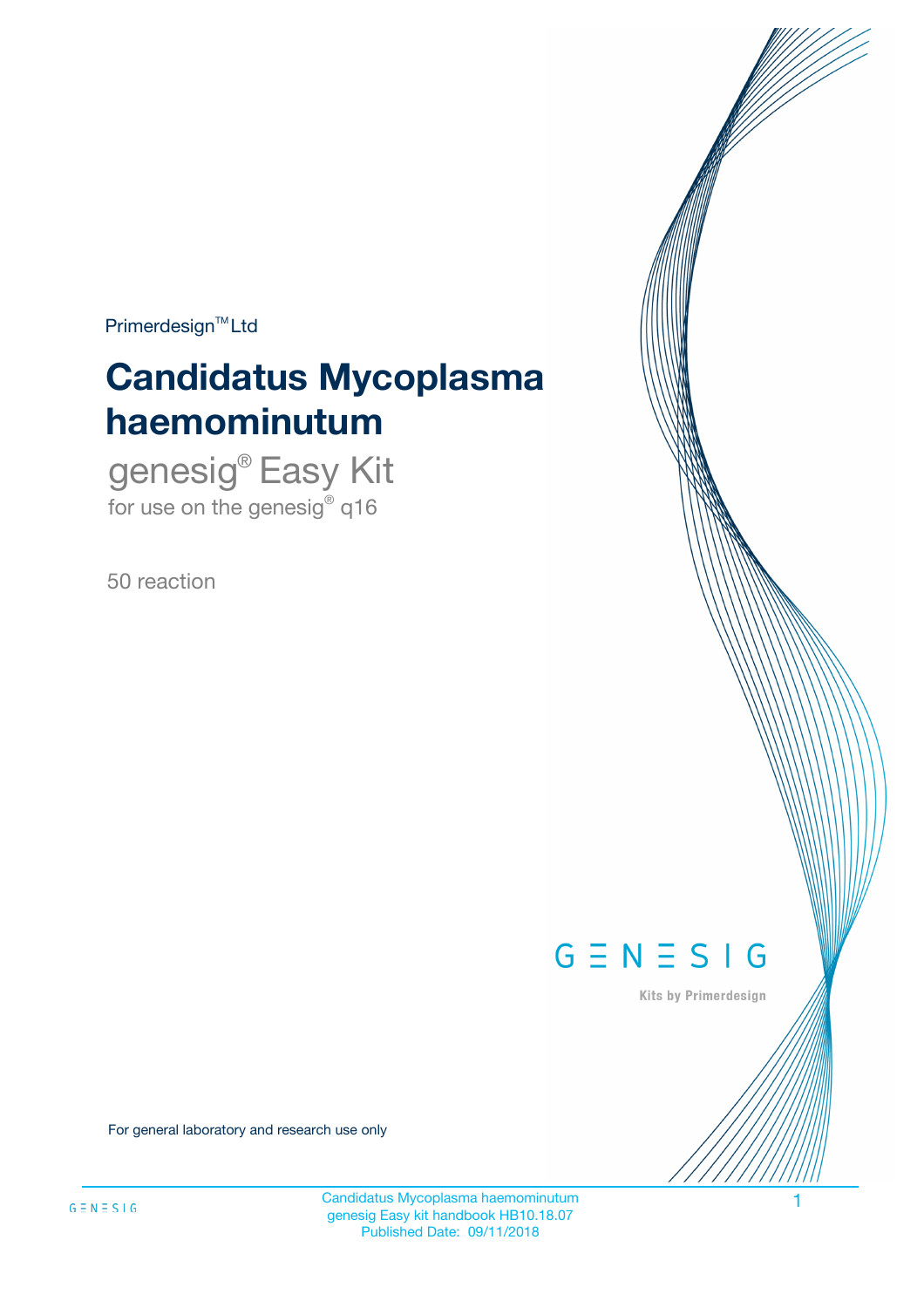Primerdesign™ Ltd

# Candidatus Mycoplasma haemominutum

## genesig® Easy Kit

for use on the genesig® q16

50 reaction

GENESIG

Kits by Primerdesign

For general laboratory and research use only

Candidatus Mycoplasma haemominutum
genesig Easy kit handbook HB10.18.07
Published Date: 09/11/2018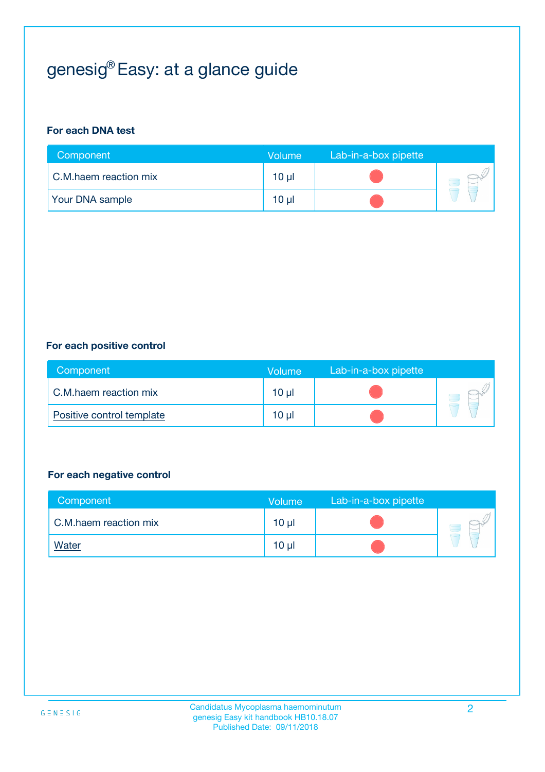# genesig® Easy: at a glance guide

**For each DNA test**

| Component | Volume | Lab-in-a-box pipette |
|---|---|---|
| C.M.haem reaction mix | 10 µl | |
| Your DNA sample | 10 µl | |

**For each positive control**

| Component | Volume | Lab-in-a-box pipette |
|---|---|---|
| C.M.haem reaction mix | 10 µl | |
| Positive control template | 10 µl | |

**For each negative control**

| Component | Volume | Lab-in-a-box pipette |
|---|---|---|
| C.M.haem reaction mix | 10 µl | |
| Water | 10 µl | |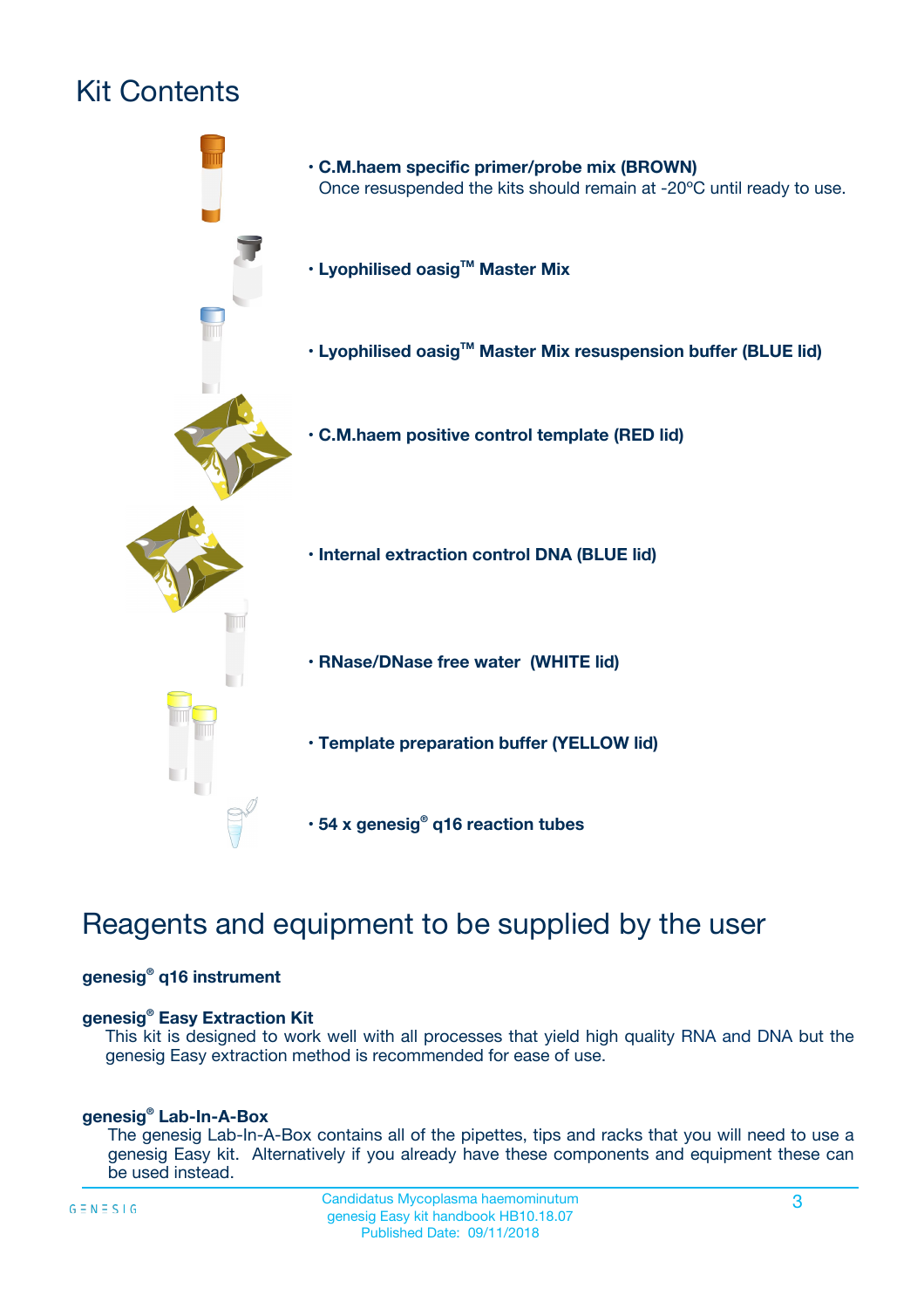# Kit Contents

- **C.M.haem specific primer/probe mix (BROWN)**
  Once resuspended the kits should remain at -20ºC until ready to use.
- **Lyophilised oasig™ Master Mix**
- **Lyophilised oasig™ Master Mix resuspension buffer (BLUE lid)**
- **C.M.haem positive control template (RED lid)**
- **Internal extraction control DNA (BLUE lid)**
- **RNase/DNase free water (WHITE lid)**
- **Template preparation buffer (YELLOW lid)**
- **54 x genesig® q16 reaction tubes**

# Reagents and equipment to be supplied by the user

**genesig® q16 instrument**

**genesig® Easy Extraction Kit**
This kit is designed to work well with all processes that yield high quality RNA and DNA but the genesig Easy extraction method is recommended for ease of use.

**genesig® Lab-In-A-Box**
The genesig Lab-In-A-Box contains all of the pipettes, tips and racks that you will need to use a genesig Easy kit. Alternatively if you already have these components and equipment these can be used instead.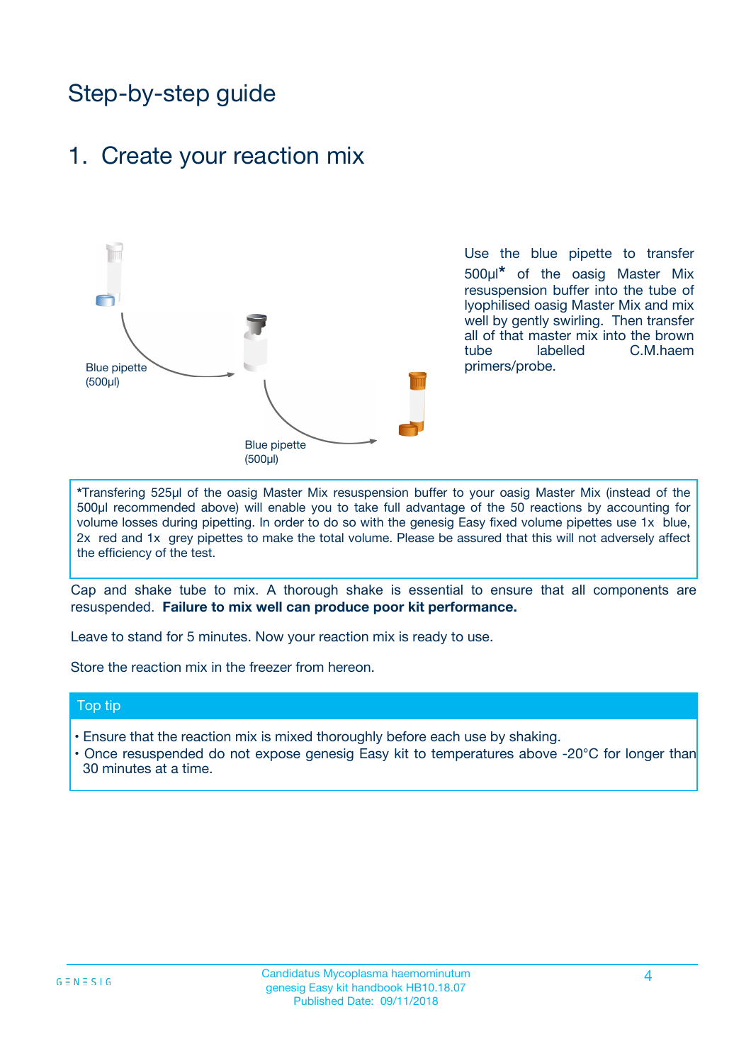# Step-by-step guide

## 1. Create your reaction mix

Blue pipette (500µl)

Blue pipette (500µl)

Use the blue pipette to transfer 500µl* of the oasig Master Mix resuspension buffer into the tube of lyophilised oasig Master Mix and mix well by gently swirling. Then transfer all of that master mix into the brown tube labelled C.M.haem primers/probe.

*Transfering 525µl of the oasig Master Mix resuspension buffer to your oasig Master Mix (instead of the 500µl recommended above) will enable you to take full advantage of the 50 reactions by accounting for volume losses during pipetting. In order to do so with the genesig Easy fixed volume pipettes use 1x blue, 2x red and 1x grey pipettes to make the total volume. Please be assured that this will not adversely affect the efficiency of the test.

Cap and shake tube to mix. A thorough shake is essential to ensure that all components are resuspended. **Failure to mix well can produce poor kit performance.**

Leave to stand for 5 minutes. Now your reaction mix is ready to use.

Store the reaction mix in the freezer from hereon.

### Top tip

- Ensure that the reaction mix is mixed thoroughly before each use by shaking.
- Once resuspended do not expose genesig Easy kit to temperatures above -20°C for longer than 30 minutes at a time.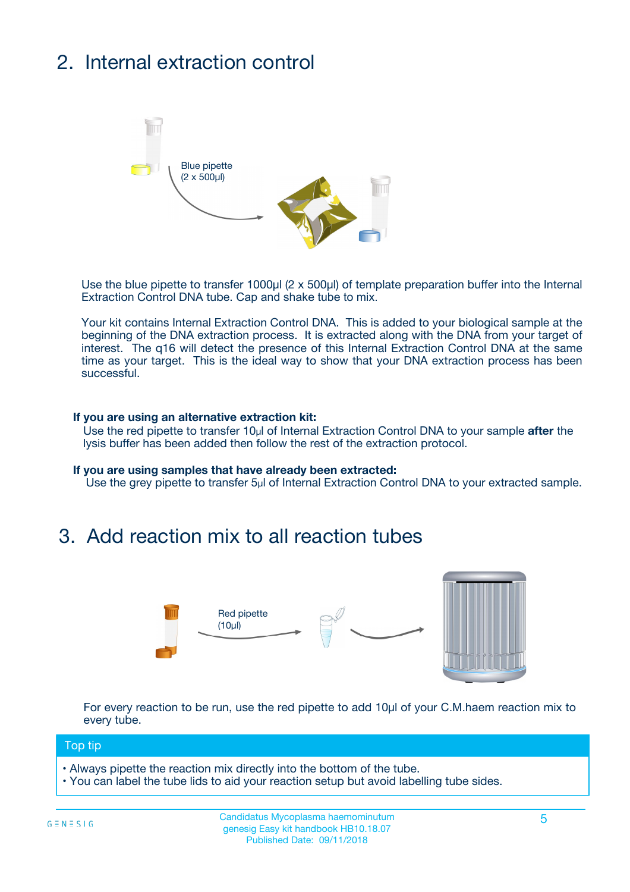## 2. Internal extraction control

Blue pipette
(2 x 500µl)

Use the blue pipette to transfer 1000µl (2 x 500µl) of template preparation buffer into the Internal Extraction Control DNA tube. Cap and shake tube to mix.

Your kit contains Internal Extraction Control DNA. This is added to your biological sample at the beginning of the DNA extraction process. It is extracted along with the DNA from your target of interest. The q16 will detect the presence of this Internal Extraction Control DNA at the same time as your target. This is the ideal way to show that your DNA extraction process has been successful.

**If you are using an alternative extraction kit:**
Use the red pipette to transfer 10µl of Internal Extraction Control DNA to your sample **after** the lysis buffer has been added then follow the rest of the extraction protocol.

**If you are using samples that have already been extracted:**
Use the grey pipette to transfer 5µl of Internal Extraction Control DNA to your extracted sample.

## 3. Add reaction mix to all reaction tubes

Red pipette
(10µl)

For every reaction to be run, use the red pipette to add 10µl of your C.M.haem reaction mix to every tube.

**Top tip**

- Always pipette the reaction mix directly into the bottom of the tube.
- You can label the tube lids to aid your reaction setup but avoid labelling tube sides.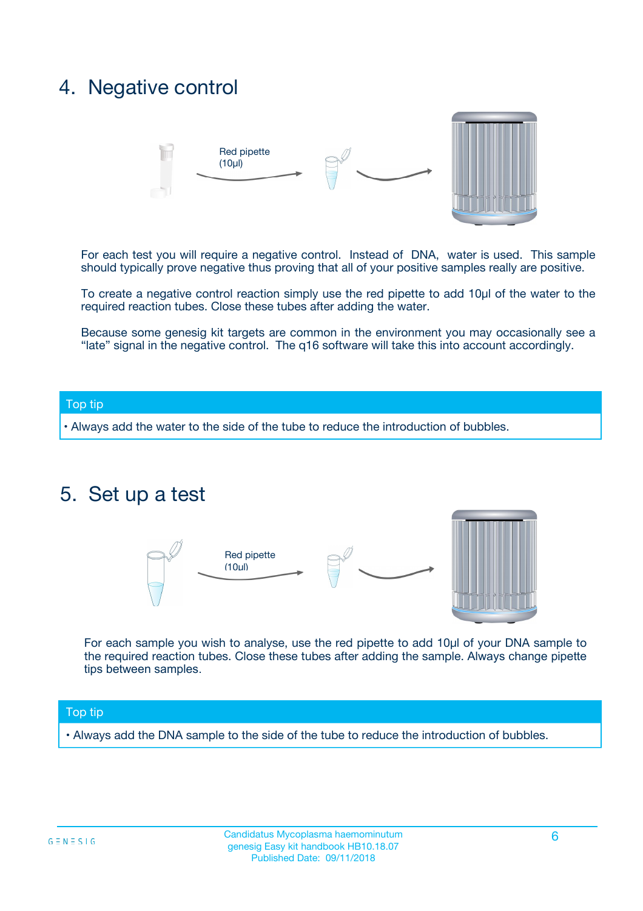## 4. Negative control

Red pipette (10µl)

For each test you will require a negative control. Instead of DNA, water is used. This sample should typically prove negative thus proving that all of your positive samples really are positive.

To create a negative control reaction simply use the red pipette to add 10µl of the water to the required reaction tubes. Close these tubes after adding the water.

Because some genesig kit targets are common in the environment you may occasionally see a “late” signal in the negative control. The q16 software will take this into account accordingly.

**Top tip**

• Always add the water to the side of the tube to reduce the introduction of bubbles.

## 5. Set up a test

Red pipette (10µl)

For each sample you wish to analyse, use the red pipette to add 10µl of your DNA sample to the required reaction tubes. Close these tubes after adding the sample. Always change pipette tips between samples.

**Top tip**

• Always add the DNA sample to the side of the tube to reduce the introduction of bubbles.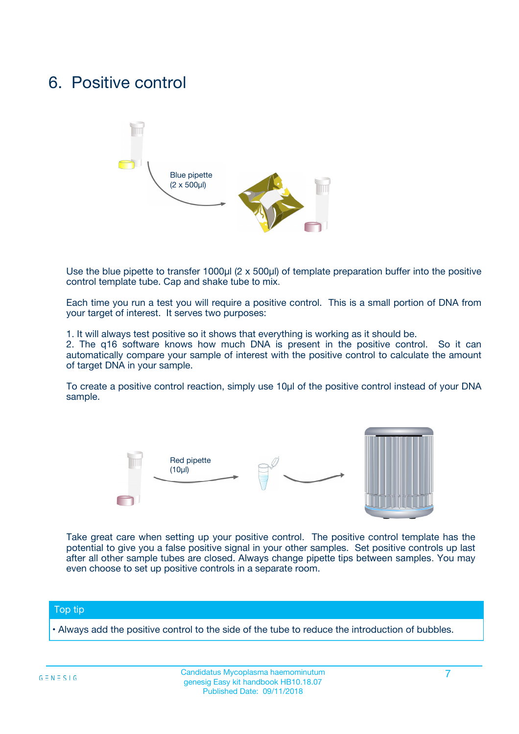# 6. Positive control

Blue pipette (2 x 500µl)

Use the blue pipette to transfer 1000µl (2 x 500µl) of template preparation buffer into the positive control template tube. Cap and shake tube to mix.

Each time you run a test you will require a positive control. This is a small portion of DNA from your target of interest. It serves two purposes:

1. It will always test positive so it shows that everything is working as it should be.
2. The q16 software knows how much DNA is present in the positive control. So it can automatically compare your sample of interest with the positive control to calculate the amount of target DNA in your sample.

To create a positive control reaction, simply use 10µl of the positive control instead of your DNA sample.

Red pipette (10µl)

Take great care when setting up your positive control. The positive control template has the potential to give you a false positive signal in your other samples. Set positive controls up last after all other sample tubes are closed. Always change pipette tips between samples. You may even choose to set up positive controls in a separate room.

**Top tip**

- Always add the positive control to the side of the tube to reduce the introduction of bubbles.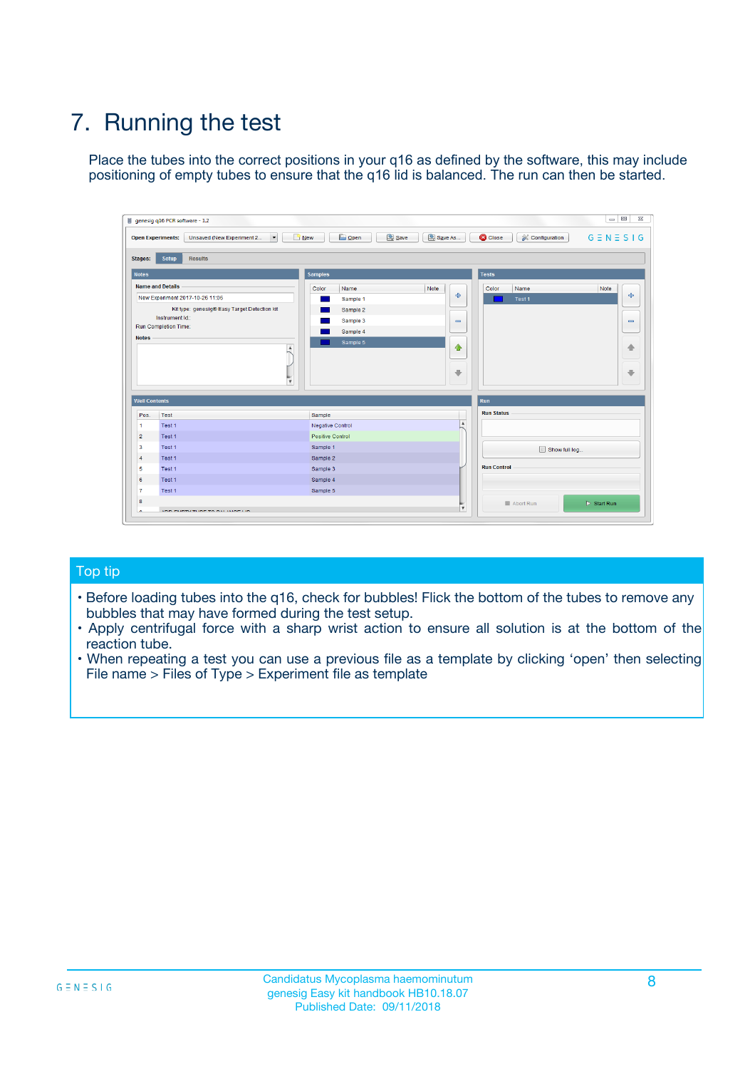# 7. Running the test

Place the tubes into the correct positions in your q16 as defined by the software, this may include positioning of empty tubes to ensure that the q16 lid is balanced. The run can then be started.

## Top tip

- Before loading tubes into the q16, check for bubbles! Flick the bottom of the tubes to remove any bubbles that may have formed during the test setup.
- Apply centrifugal force with a sharp wrist action to ensure all solution is at the bottom of the reaction tube.
- When repeating a test you can use a previous file as a template by clicking 'open' then selecting File name > Files of Type > Experiment file as template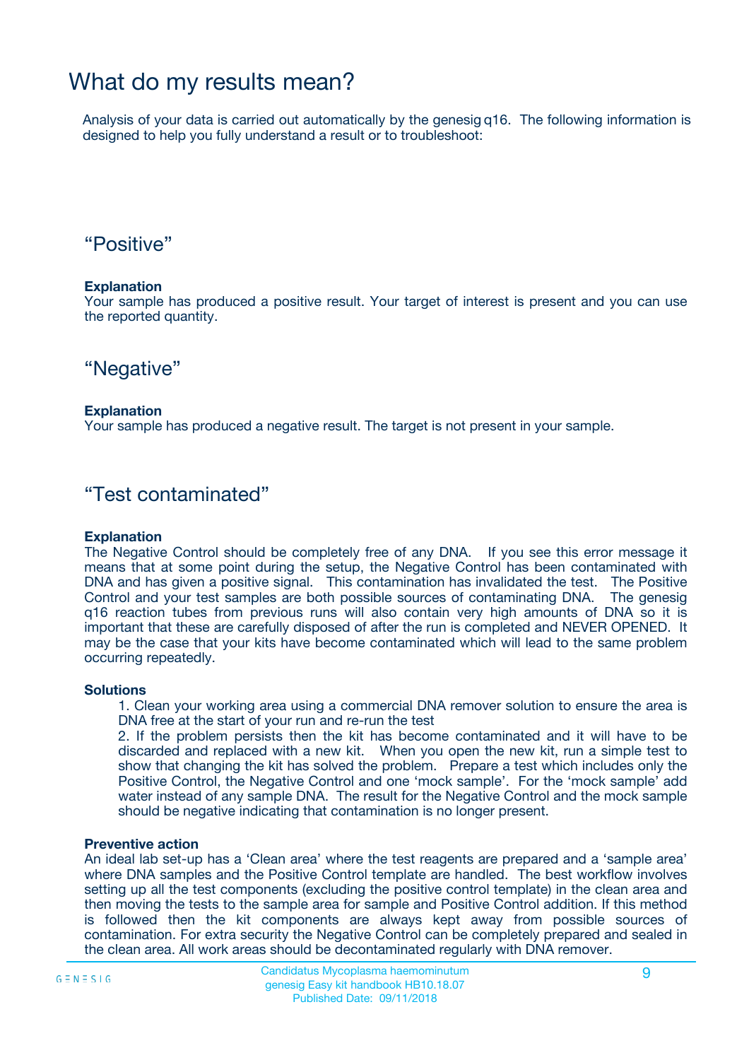# What do my results mean?

Analysis of your data is carried out automatically by the genesig q16. The following information is designed to help you fully understand a result or to troubleshoot:

## “Positive”

**Explanation**
Your sample has produced a positive result. Your target of interest is present and you can use the reported quantity.

## “Negative”

**Explanation**
Your sample has produced a negative result. The target is not present in your sample.

## “Test contaminated”

**Explanation**
The Negative Control should be completely free of any DNA. If you see this error message it means that at some point during the setup, the Negative Control has been contaminated with DNA and has given a positive signal. This contamination has invalidated the test. The Positive Control and your test samples are both possible sources of contaminating DNA. The genesig q16 reaction tubes from previous runs will also contain very high amounts of DNA so it is important that these are carefully disposed of after the run is completed and NEVER OPENED. It may be the case that your kits have become contaminated which will lead to the same problem occurring repeatedly.

**Solutions**

1. Clean your working area using a commercial DNA remover solution to ensure the area is DNA free at the start of your run and re-run the test
2. If the problem persists then the kit has become contaminated and it will have to be discarded and replaced with a new kit. When you open the new kit, run a simple test to show that changing the kit has solved the problem. Prepare a test which includes only the Positive Control, the Negative Control and one ‘mock sample’. For the ‘mock sample’ add water instead of any sample DNA. The result for the Negative Control and the mock sample should be negative indicating that contamination is no longer present.

**Preventive action**
An ideal lab set-up has a ‘Clean area’ where the test reagents are prepared and a ‘sample area’ where DNA samples and the Positive Control template are handled. The best workflow involves setting up all the test components (excluding the positive control template) in the clean area and then moving the tests to the sample area for sample and Positive Control addition. If this method is followed then the kit components are always kept away from possible sources of contamination. For extra security the Negative Control can be completely prepared and sealed in the clean area. All work areas should be decontaminated regularly with DNA remover.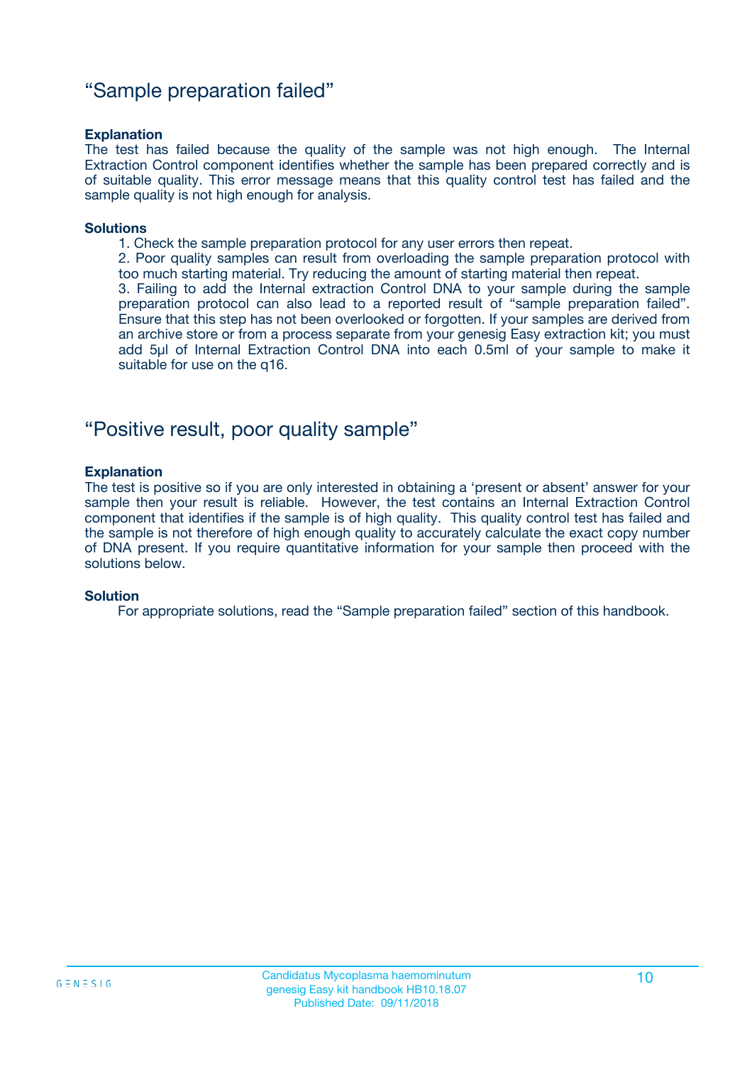## “Sample preparation failed”

**Explanation**

The test has failed because the quality of the sample was not high enough. The Internal Extraction Control component identifies whether the sample has been prepared correctly and is of suitable quality. This error message means that this quality control test has failed and the sample quality is not high enough for analysis.

**Solutions**

1. Check the sample preparation protocol for any user errors then repeat.
2. Poor quality samples can result from overloading the sample preparation protocol with too much starting material. Try reducing the amount of starting material then repeat.
3. Failing to add the Internal extraction Control DNA to your sample during the sample preparation protocol can also lead to a reported result of “sample preparation failed”. Ensure that this step has not been overlooked or forgotten. If your samples are derived from an archive store or from a process separate from your genesig Easy extraction kit; you must add 5µl of Internal Extraction Control DNA into each 0.5ml of your sample to make it suitable for use on the q16.

## “Positive result, poor quality sample”

**Explanation**

The test is positive so if you are only interested in obtaining a ‘present or absent’ answer for your sample then your result is reliable. However, the test contains an Internal Extraction Control component that identifies if the sample is of high quality. This quality control test has failed and the sample is not therefore of high enough quality to accurately calculate the exact copy number of DNA present. If you require quantitative information for your sample then proceed with the solutions below.

**Solution**

For appropriate solutions, read the “Sample preparation failed” section of this handbook.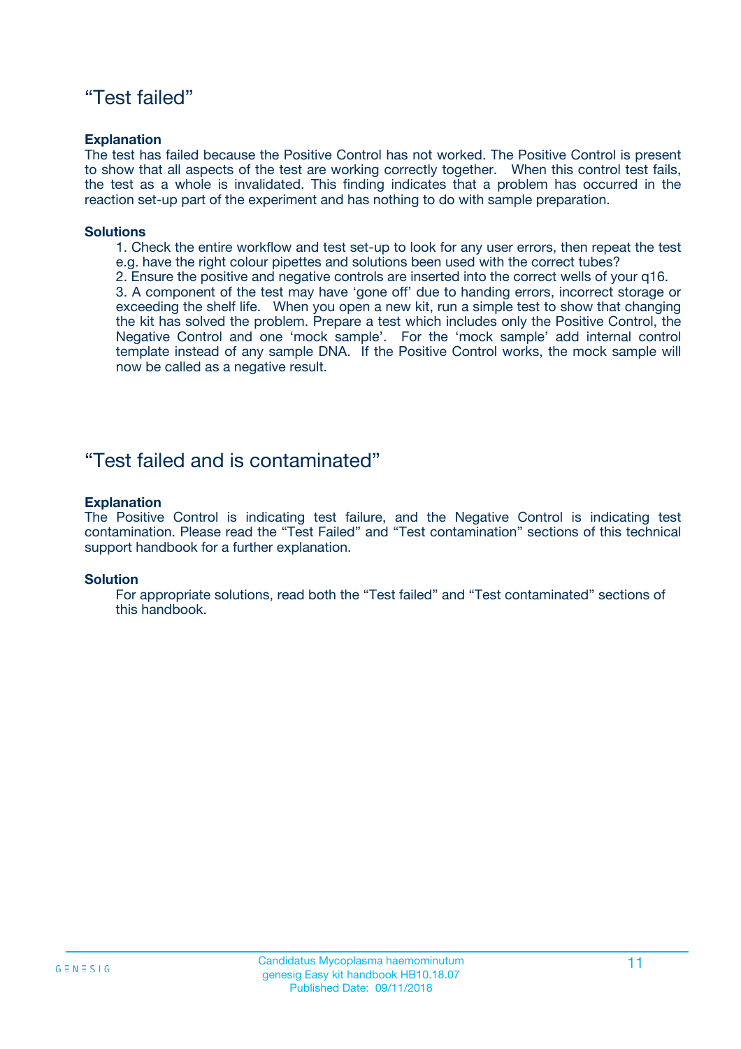## “Test failed”

**Explanation**

The test has failed because the Positive Control has not worked. The Positive Control is present to show that all aspects of the test are working correctly together. When this control test fails, the test as a whole is invalidated. This finding indicates that a problem has occurred in the reaction set-up part of the experiment and has nothing to do with sample preparation.

**Solutions**

1. Check the entire workflow and test set-up to look for any user errors, then repeat the test e.g. have the right colour pipettes and solutions been used with the correct tubes?
2. Ensure the positive and negative controls are inserted into the correct wells of your q16.
3. A component of the test may have ‘gone off’ due to handing errors, incorrect storage or exceeding the shelf life. When you open a new kit, run a simple test to show that changing the kit has solved the problem. Prepare a test which includes only the Positive Control, the Negative Control and one ‘mock sample’. For the ‘mock sample’ add internal control template instead of any sample DNA. If the Positive Control works, the mock sample will now be called as a negative result.

## “Test failed and is contaminated”

**Explanation**

The Positive Control is indicating test failure, and the Negative Control is indicating test contamination. Please read the “Test Failed” and “Test contamination” sections of this technical support handbook for a further explanation.

**Solution**

For appropriate solutions, read both the “Test failed” and “Test contaminated” sections of this handbook.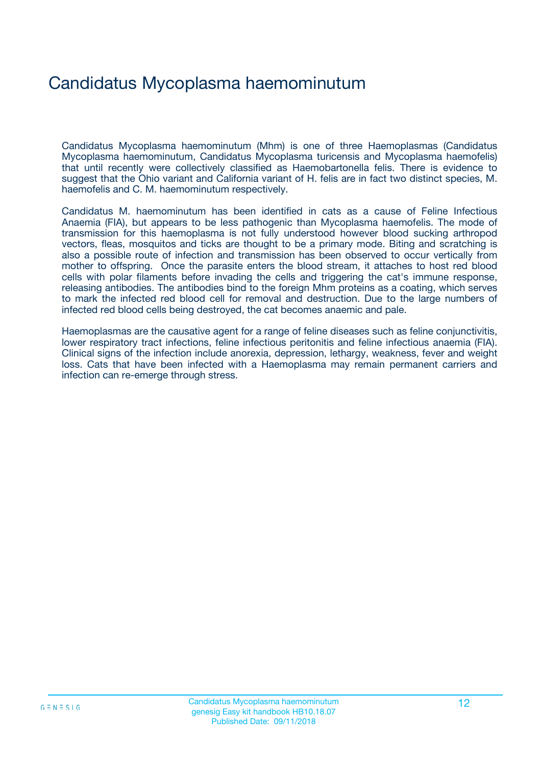# Candidatus Mycoplasma haemominutum

Candidatus Mycoplasma haemominutum (Mhm) is one of three Haemoplasmas (Candidatus Mycoplasma haemominutum, Candidatus Mycoplasma turicensis and Mycoplasma haemofelis) that until recently were collectively classified as Haemobartonella felis. There is evidence to suggest that the Ohio variant and California variant of H. felis are in fact two distinct species, M. haemofelis and C. M. haemominutum respectively.

Candidatus M. haemominutum has been identified in cats as a cause of Feline Infectious Anaemia (FIA), but appears to be less pathogenic than Mycoplasma haemofelis. The mode of transmission for this haemoplasma is not fully understood however blood sucking arthropod vectors, fleas, mosquitos and ticks are thought to be a primary mode. Biting and scratching is also a possible route of infection and transmission has been observed to occur vertically from mother to offspring. Once the parasite enters the blood stream, it attaches to host red blood cells with polar filaments before invading the cells and triggering the cat's immune response, releasing antibodies. The antibodies bind to the foreign Mhm proteins as a coating, which serves to mark the infected red blood cell for removal and destruction. Due to the large numbers of infected red blood cells being destroyed, the cat becomes anaemic and pale.

Haemoplasmas are the causative agent for a range of feline diseases such as feline conjunctivitis, lower respiratory tract infections, feline infectious peritonitis and feline infectious anaemia (FIA). Clinical signs of the infection include anorexia, depression, lethargy, weakness, fever and weight loss. Cats that have been infected with a Haemoplasma may remain permanent carriers and infection can re-emerge through stress.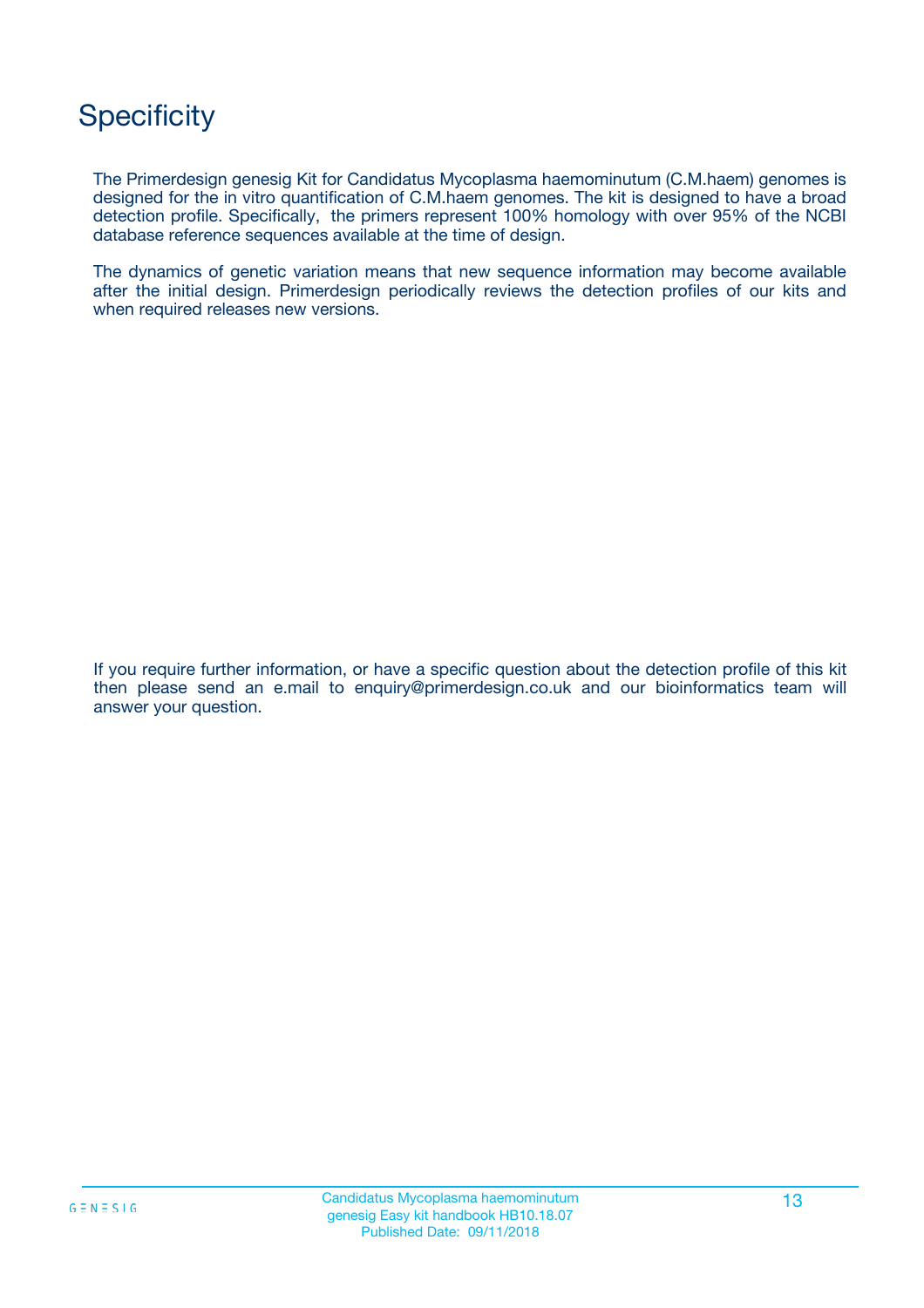# Specificity

The Primerdesign genesig Kit for Candidatus Mycoplasma haemominutum (C.M.haem) genomes is designed for the in vitro quantification of C.M.haem genomes. The kit is designed to have a broad detection profile. Specifically, the primers represent 100% homology with over 95% of the NCBI database reference sequences available at the time of design.

The dynamics of genetic variation means that new sequence information may become available after the initial design. Primerdesign periodically reviews the detection profiles of our kits and when required releases new versions.

If you require further information, or have a specific question about the detection profile of this kit then please send an e.mail to enquiry@primerdesign.co.uk and our bioinformatics team will answer your question.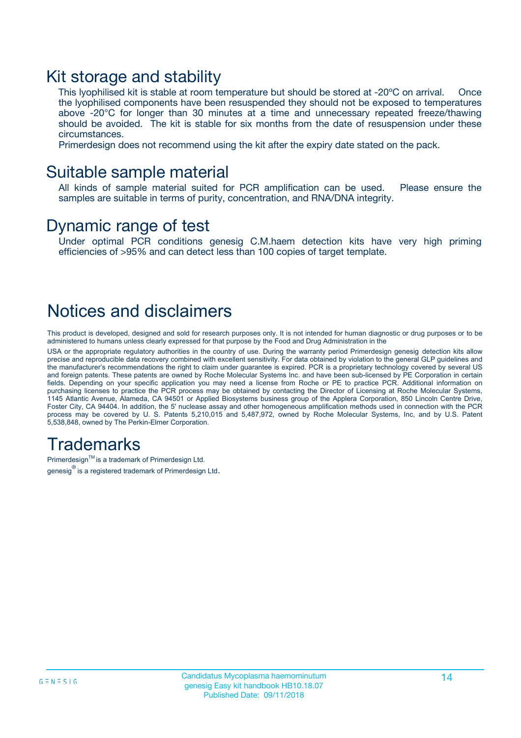## Kit storage and stability

This lyophilised kit is stable at room temperature but should be stored at -20ºC on arrival. Once the lyophilised components have been resuspended they should not be exposed to temperatures above -20°C for longer than 30 minutes at a time and unnecessary repeated freeze/thawing should be avoided. The kit is stable for six months from the date of resuspension under these circumstances.

Primerdesign does not recommend using the kit after the expiry date stated on the pack.

## Suitable sample material

All kinds of sample material suited for PCR amplification can be used. Please ensure the samples are suitable in terms of purity, concentration, and RNA/DNA integrity.

## Dynamic range of test

Under optimal PCR conditions genesig C.M.haem detection kits have very high priming efficiencies of >95% and can detect less than 100 copies of target template.

# Notices and disclaimers

This product is developed, designed and sold for research purposes only. It is not intended for human diagnostic or drug purposes or to be administered to humans unless clearly expressed for that purpose by the Food and Drug Administration in the

USA or the appropriate regulatory authorities in the country of use. During the warranty period Primerdesign genesig detection kits allow precise and reproducible data recovery combined with excellent sensitivity. For data obtained by violation to the general GLP guidelines and the manufacturer's recommendations the right to claim under guarantee is expired. PCR is a proprietary technology covered by several US and foreign patents. These patents are owned by Roche Molecular Systems Inc. and have been sub-licensed by PE Corporation in certain fields. Depending on your specific application you may need a license from Roche or PE to practice PCR. Additional information on purchasing licenses to practice the PCR process may be obtained by contacting the Director of Licensing at Roche Molecular Systems, 1145 Atlantic Avenue, Alameda, CA 94501 or Applied Biosystems business group of the Applera Corporation, 850 Lincoln Centre Drive, Foster City, CA 94404. In addition, the 5' nuclease assay and other homogeneous amplification methods used in connection with the PCR process may be covered by U. S. Patents 5,210,015 and 5,487,972, owned by Roche Molecular Systems, Inc, and by U.S. Patent 5,538,848, owned by The Perkin-Elmer Corporation.

# Trademarks

Primerdesign™ is a trademark of Primerdesign Ltd.

genesig® is a registered trademark of Primerdesign Ltd.